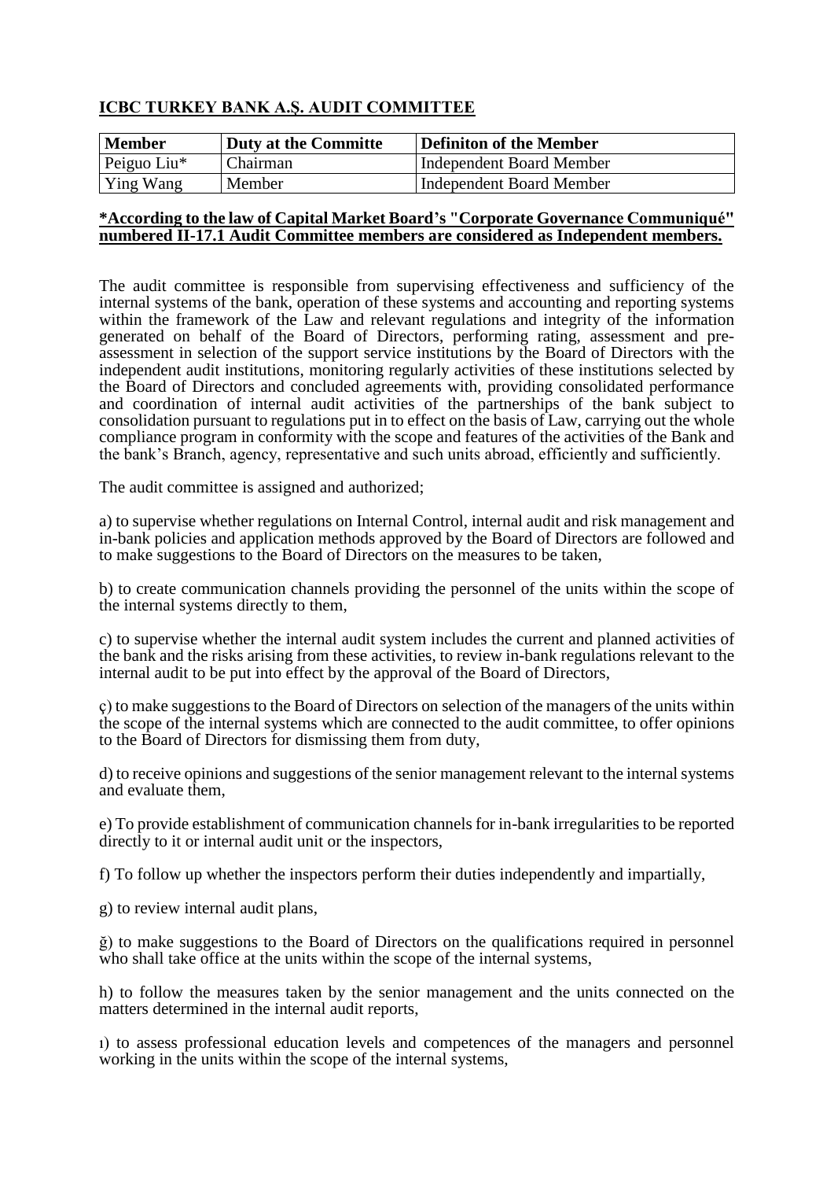## ICBC TURKEY BANK A.Ş. AUDIT COMMITTEE

| Member | Duty at the Committe | Definiton of the Member |
|---|---|---|
| Peiguo Liu* | Chairman | Independent Board Member |
| Ying Wang | Member | Independent Board Member |

**\*According to the law of Capital Market Board's "Corporate Governance Communiqué" numbered II-17.1 Audit Committee members are considered as Independent members.**

The audit committee is responsible from supervising effectiveness and sufficiency of the internal systems of the bank, operation of these systems and accounting and reporting systems within the framework of the Law and relevant regulations and integrity of the information generated on behalf of the Board of Directors, performing rating, assessment and pre-assessment in selection of the support service institutions by the Board of Directors with the independent audit institutions, monitoring regularly activities of these institutions selected by the Board of Directors and concluded agreements with, providing consolidated performance and coordination of internal audit activities of the partnerships of the bank subject to consolidation pursuant to regulations put in to effect on the basis of Law, carrying out the whole compliance program in conformity with the scope and features of the activities of the Bank and the bank's Branch, agency, representative and such units abroad, efficiently and sufficiently.

The audit committee is assigned and authorized;

a) to supervise whether regulations on Internal Control, internal audit and risk management and in-bank policies and application methods approved by the Board of Directors are followed and to make suggestions to the Board of Directors on the measures to be taken,

b) to create communication channels providing the personnel of the units within the scope of the internal systems directly to them,

c) to supervise whether the internal audit system includes the current and planned activities of the bank and the risks arising from these activities, to review in-bank regulations relevant to the internal audit to be put into effect by the approval of the Board of Directors,

ç) to make suggestions to the Board of Directors on selection of the managers of the units within the scope of the internal systems which are connected to the audit committee, to offer opinions to the Board of Directors for dismissing them from duty,

d) to receive opinions and suggestions of the senior management relevant to the internal systems and evaluate them,

e) To provide establishment of communication channels for in-bank irregularities to be reported directly to it or internal audit unit or the inspectors,

f) To follow up whether the inspectors perform their duties independently and impartially,

g) to review internal audit plans,

ğ) to make suggestions to the Board of Directors on the qualifications required in personnel who shall take office at the units within the scope of the internal systems,

h) to follow the measures taken by the senior management and the units connected on the matters determined in the internal audit reports,

ı) to assess professional education levels and competences of the managers and personnel working in the units within the scope of the internal systems,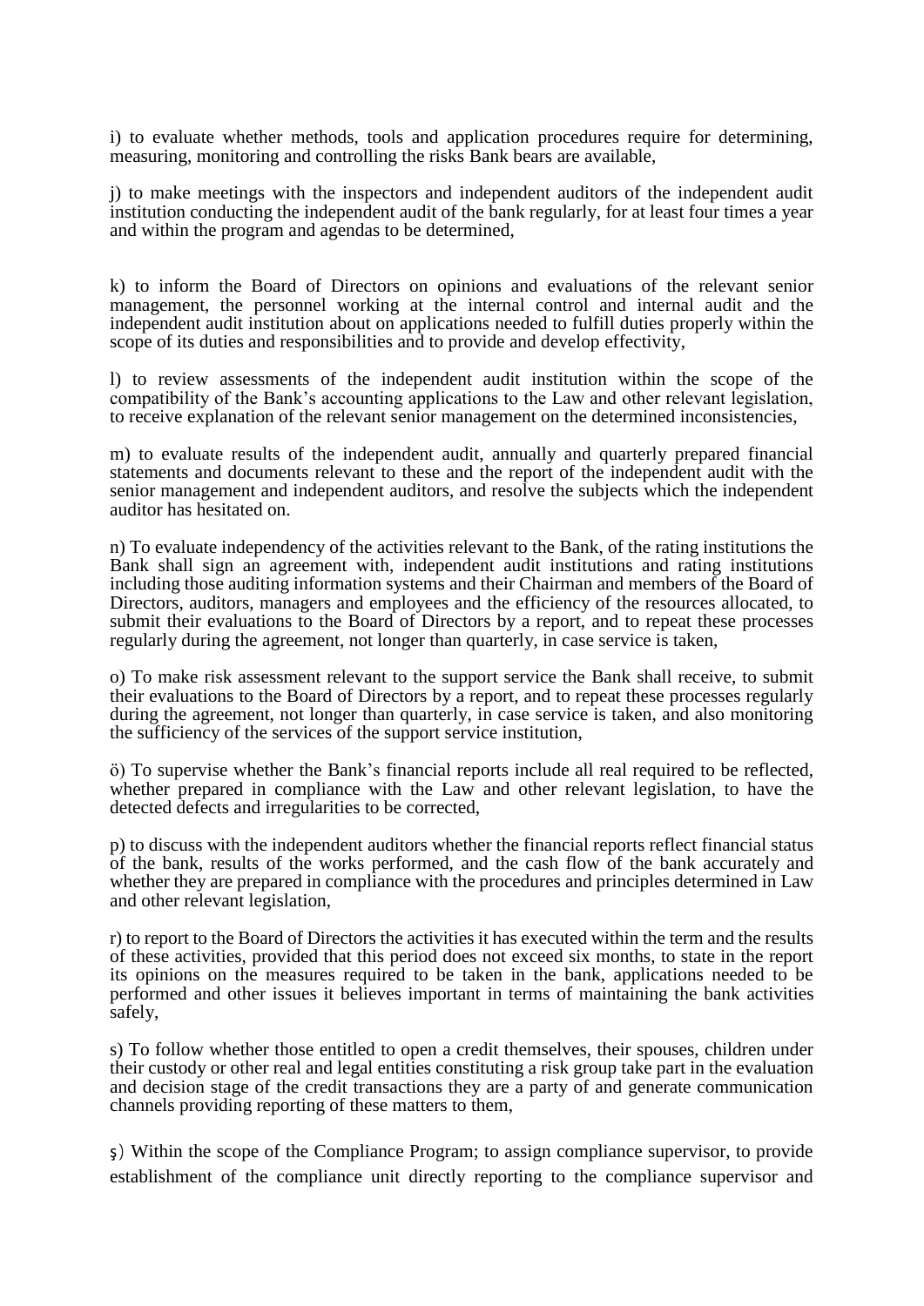i) to evaluate whether methods, tools and application procedures require for determining, measuring, monitoring and controlling the risks Bank bears are available,

j) to make meetings with the inspectors and independent auditors of the independent audit institution conducting the independent audit of the bank regularly, for at least four times a year and within the program and agendas to be determined,

k) to inform the Board of Directors on opinions and evaluations of the relevant senior management, the personnel working at the internal control and internal audit and the independent audit institution about on applications needed to fulfill duties properly within the scope of its duties and responsibilities and to provide and develop effectivity,

l) to review assessments of the independent audit institution within the scope of the compatibility of the Bank's accounting applications to the Law and other relevant legislation, to receive explanation of the relevant senior management on the determined inconsistencies,

m) to evaluate results of the independent audit, annually and quarterly prepared financial statements and documents relevant to these and the report of the independent audit with the senior management and independent auditors, and resolve the subjects which the independent auditor has hesitated on.

n) To evaluate independency of the activities relevant to the Bank, of the rating institutions the Bank shall sign an agreement with, independent audit institutions and rating institutions including those auditing information systems and their Chairman and members of the Board of Directors, auditors, managers and employees and the efficiency of the resources allocated, to submit their evaluations to the Board of Directors by a report, and to repeat these processes regularly during the agreement, not longer than quarterly, in case service is taken,

o) To make risk assessment relevant to the support service the Bank shall receive, to submit their evaluations to the Board of Directors by a report, and to repeat these processes regularly during the agreement, not longer than quarterly, in case service is taken, and also monitoring the sufficiency of the services of the support service institution,

ö) To supervise whether the Bank's financial reports include all real required to be reflected, whether prepared in compliance with the Law and other relevant legislation, to have the detected defects and irregularities to be corrected,

p) to discuss with the independent auditors whether the financial reports reflect financial status of the bank, results of the works performed, and the cash flow of the bank accurately and whether they are prepared in compliance with the procedures and principles determined in Law and other relevant legislation,

r) to report to the Board of Directors the activities it has executed within the term and the results of these activities, provided that this period does not exceed six months, to state in the report its opinions on the measures required to be taken in the bank, applications needed to be performed and other issues it believes important in terms of maintaining the bank activities safely,

s) To follow whether those entitled to open a credit themselves, their spouses, children under their custody or other real and legal entities constituting a risk group take part in the evaluation and decision stage of the credit transactions they are a party of and generate communication channels providing reporting of these matters to them,

ş) Within the scope of the Compliance Program; to assign compliance supervisor, to provide establishment of the compliance unit directly reporting to the compliance supervisor and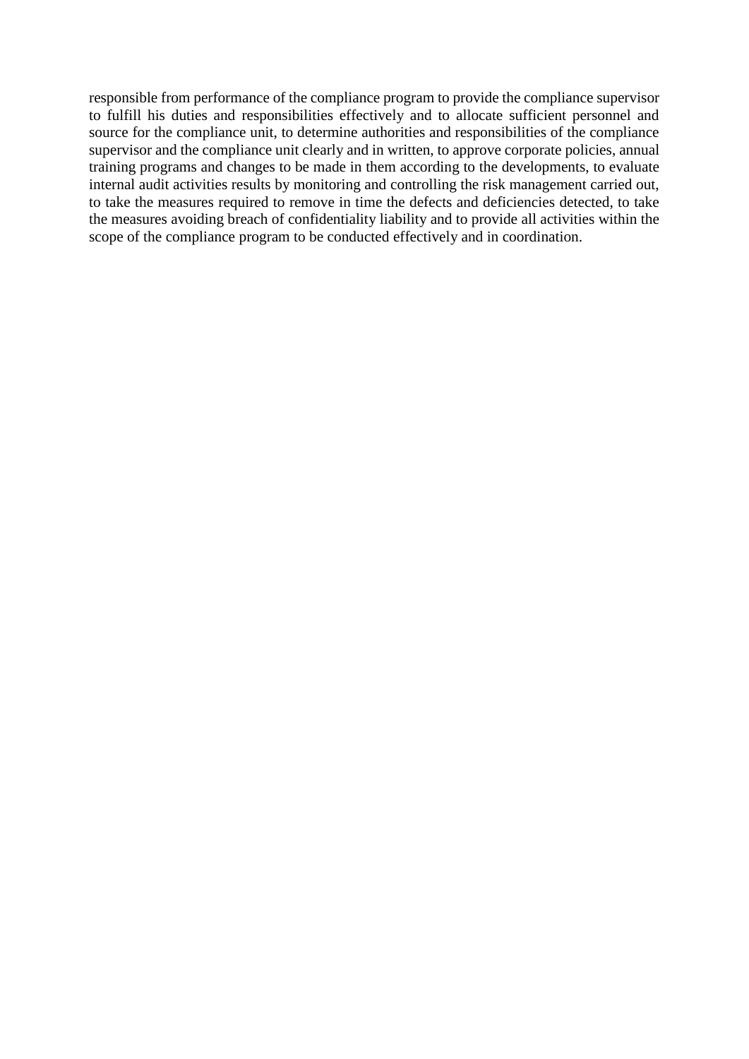responsible from performance of the compliance program to provide the compliance supervisor to fulfill his duties and responsibilities effectively and to allocate sufficient personnel and source for the compliance unit, to determine authorities and responsibilities of the compliance supervisor and the compliance unit clearly and in written, to approve corporate policies, annual training programs and changes to be made in them according to the developments, to evaluate internal audit activities results by monitoring and controlling the risk management carried out, to take the measures required to remove in time the defects and deficiencies detected, to take the measures avoiding breach of confidentiality liability and to provide all activities within the scope of the compliance program to be conducted effectively and in coordination.